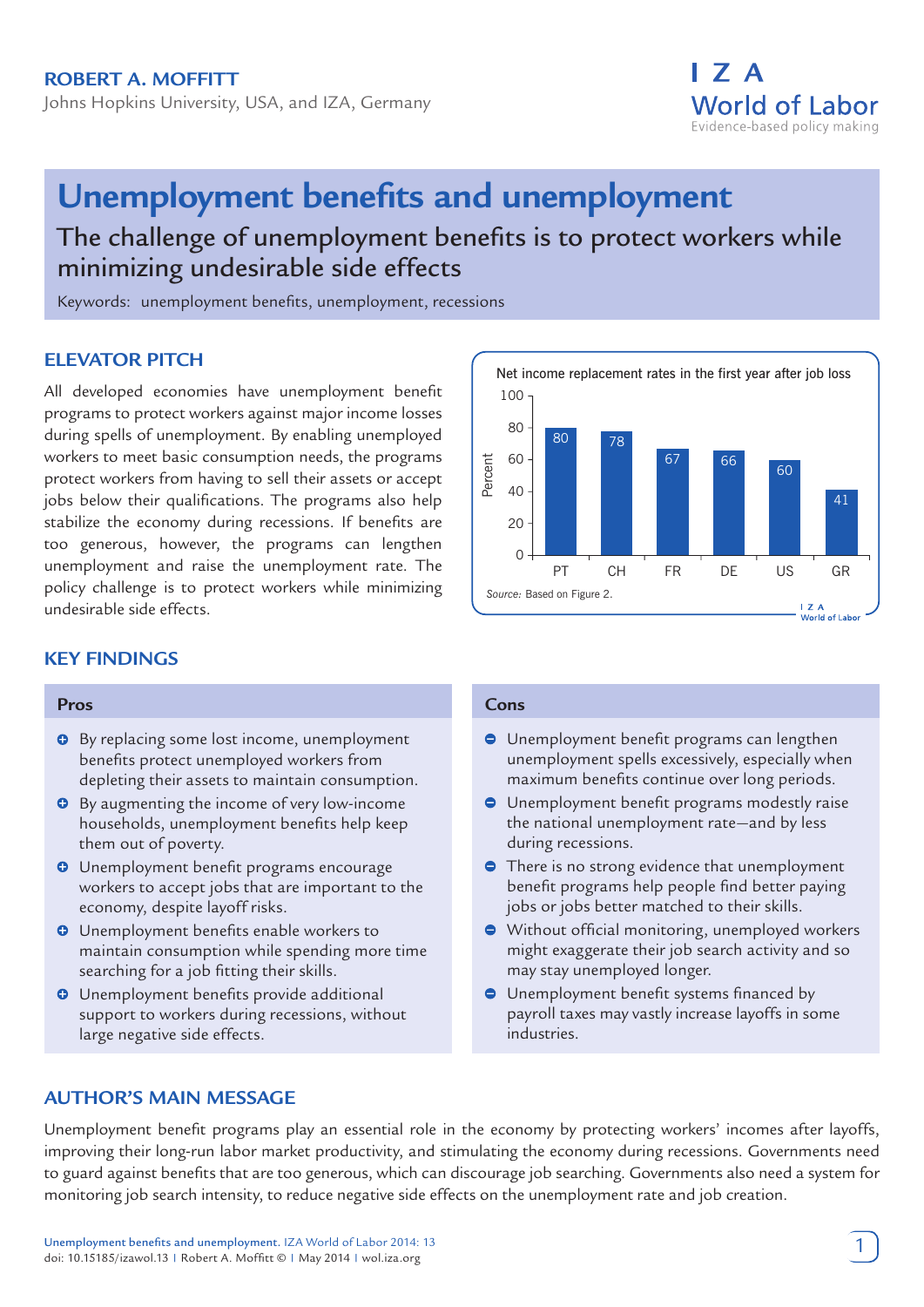ROBERT A. MOFFITT

Johns Hopkins University, USA, and IZA, Germany

IZA World of Labor
Evidence-based policy making

# Unemployment benefits and unemployment

## The challenge of unemployment benefits is to protect workers while minimizing undesirable side effects

Keywords: unemployment benefits, unemployment, recessions

## ELEVATOR PITCH

All developed economies have unemployment benefit programs to protect workers against major income losses during spells of unemployment. By enabling unemployed workers to meet basic consumption needs, the programs protect workers from having to sell their assets or accept jobs below their qualifications. The programs also help stabilize the economy during recessions. If benefits are too generous, however, the programs can lengthen unemployment and raise the unemployment rate. The policy challenge is to protect workers while minimizing undesirable side effects.

Net income replacement rates in the first year after job loss

| Country | Percent |
|---|---|
| PT | 80 |
| CH | 78 |
| FR | 67 |
| DE | 66 |
| US | 60 |
| GR | 41 |

*Source:* Based on Figure 2.

## KEY FINDINGS

### Pros

- By replacing some lost income, unemployment benefits protect unemployed workers from depleting their assets to maintain consumption.
- By augmenting the income of very low-income households, unemployment benefits help keep them out of poverty.
- Unemployment benefit programs encourage workers to accept jobs that are important to the economy, despite layoff risks.
- Unemployment benefits enable workers to maintain consumption while spending more time searching for a job fitting their skills.
- Unemployment benefits provide additional support to workers during recessions, without large negative side effects.

### Cons

- Unemployment benefit programs can lengthen unemployment spells excessively, especially when maximum benefits continue over long periods.
- Unemployment benefit programs modestly raise the national unemployment rate—and by less during recessions.
- There is no strong evidence that unemployment benefit programs help people find better paying jobs or jobs better matched to their skills.
- Without official monitoring, unemployed workers might exaggerate their job search activity and so may stay unemployed longer.
- Unemployment benefit systems financed by payroll taxes may vastly increase layoffs in some industries.

## AUTHOR'S MAIN MESSAGE

Unemployment benefit programs play an essential role in the economy by protecting workers' incomes after layoffs, improving their long-run labor market productivity, and stimulating the economy during recessions. Governments need to guard against benefits that are too generous, which can discourage job searching. Governments also need a system for monitoring job search intensity, to reduce negative side effects on the unemployment rate and job creation.

Unemployment benefits and unemployment. IZA World of Labor 2014: 13
doi: 10.15185/izawol.13 | Robert A. Moffitt © | May 2014 | wol.iza.org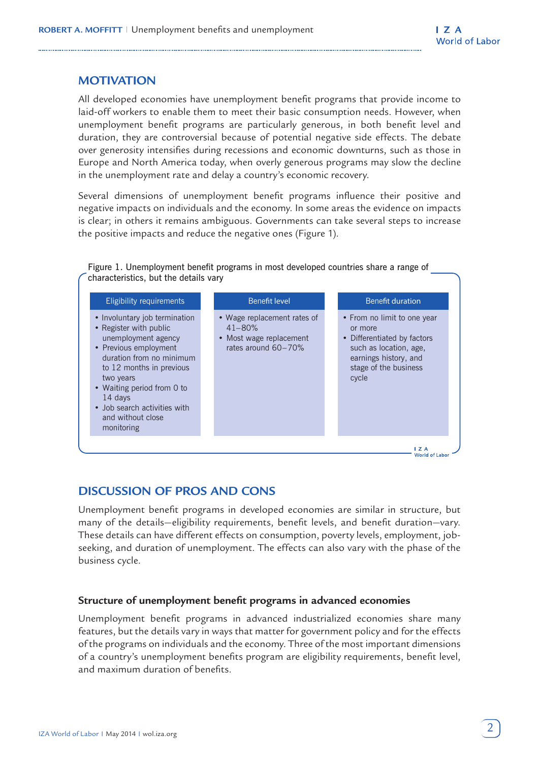## MOTIVATION

All developed economies have unemployment benefit programs that provide income to laid-off workers to enable them to meet their basic consumption needs. However, when unemployment benefit programs are particularly generous, in both benefit level and duration, they are controversial because of potential negative side effects. The debate over generosity intensifies during recessions and economic downturns, such as those in Europe and North America today, when overly generous programs may slow the decline in the unemployment rate and delay a country's economic recovery.

Several dimensions of unemployment benefit programs influence their positive and negative impacts on individuals and the economy. In some areas the evidence on impacts is clear; in others it remains ambiguous. Governments can take several steps to increase the positive impacts and reduce the negative ones (Figure 1).

Figure 1. Unemployment benefit programs in most developed countries share a range of characteristics, but the details vary

| Eligibility requirements | Benefit level | Benefit duration |
|---|---|---|
| • Involuntary job termination<br>• Register with public unemployment agency<br>• Previous employment duration from no minimum to 12 months in previous two years<br>• Waiting period from 0 to 14 days<br>• Job search activities with and without close monitoring | • Wage replacement rates of 41–80%<br>• Most wage replacement rates around 60–70% | • From no limit to one year or more<br>• Differentiated by factors such as location, age, earnings history, and stage of the business cycle |

## DISCUSSION OF PROS AND CONS

Unemployment benefit programs in developed economies are similar in structure, but many of the details—eligibility requirements, benefit levels, and benefit duration—vary. These details can have different effects on consumption, poverty levels, employment, job-seeking, and duration of unemployment. The effects can also vary with the phase of the business cycle.

### Structure of unemployment benefit programs in advanced economies

Unemployment benefit programs in advanced industrialized economies share many features, but the details vary in ways that matter for government policy and for the effects of the programs on individuals and the economy. Three of the most important dimensions of a country's unemployment benefits program are eligibility requirements, benefit level, and maximum duration of benefits.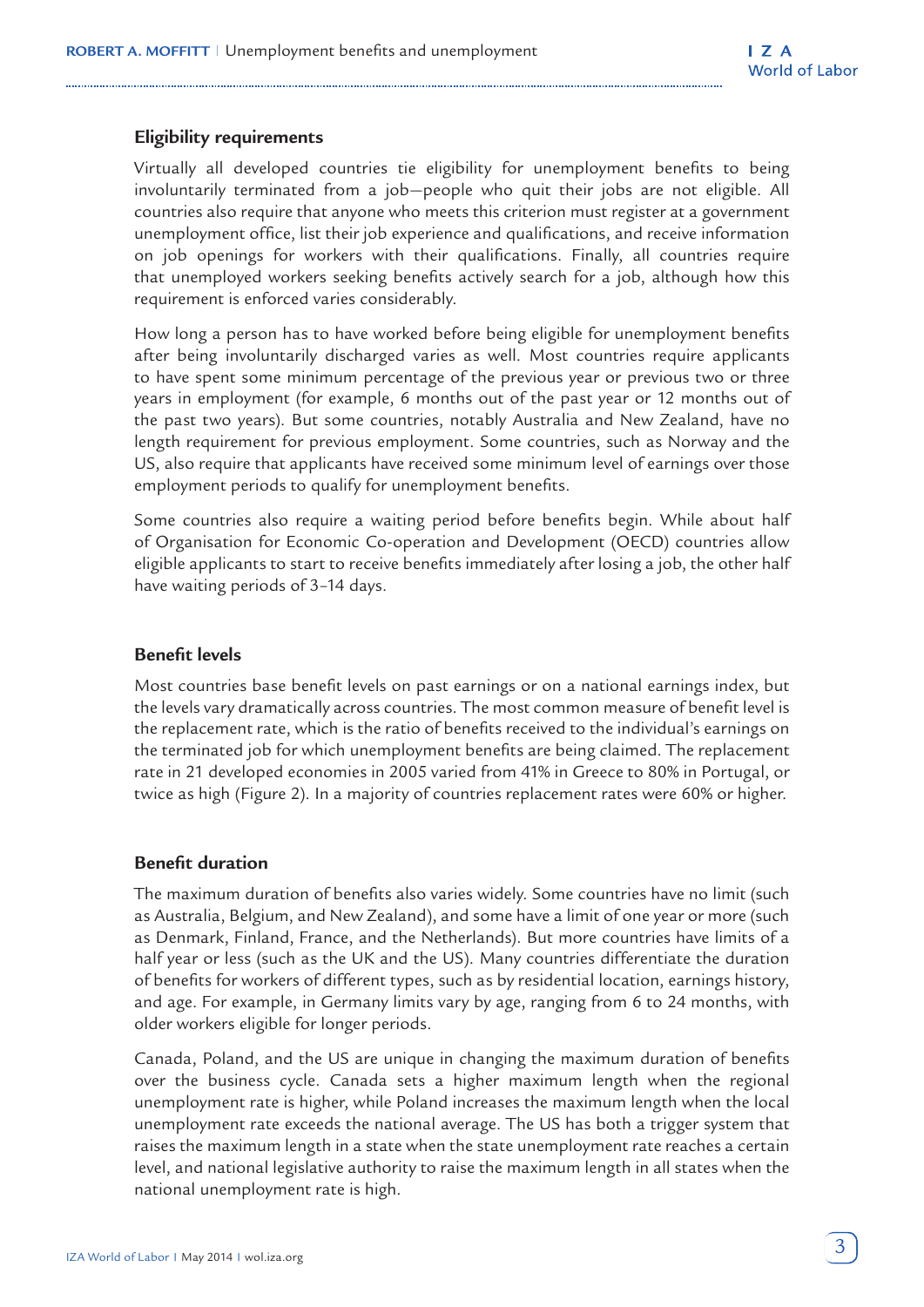### Eligibility requirements

Virtually all developed countries tie eligibility for unemployment benefits to being involuntarily terminated from a job—people who quit their jobs are not eligible. All countries also require that anyone who meets this criterion must register at a government unemployment office, list their job experience and qualifications, and receive information on job openings for workers with their qualifications. Finally, all countries require that unemployed workers seeking benefits actively search for a job, although how this requirement is enforced varies considerably.

How long a person has to have worked before being eligible for unemployment benefits after being involuntarily discharged varies as well. Most countries require applicants to have spent some minimum percentage of the previous year or previous two or three years in employment (for example, 6 months out of the past year or 12 months out of the past two years). But some countries, notably Australia and New Zealand, have no length requirement for previous employment. Some countries, such as Norway and the US, also require that applicants have received some minimum level of earnings over those employment periods to qualify for unemployment benefits.

Some countries also require a waiting period before benefits begin. While about half of Organisation for Economic Co-operation and Development (OECD) countries allow eligible applicants to start to receive benefits immediately after losing a job, the other half have waiting periods of 3–14 days.

### Benefit levels

Most countries base benefit levels on past earnings or on a national earnings index, but the levels vary dramatically across countries. The most common measure of benefit level is the replacement rate, which is the ratio of benefits received to the individual's earnings on the terminated job for which unemployment benefits are being claimed. The replacement rate in 21 developed economies in 2005 varied from 41% in Greece to 80% in Portugal, or twice as high (Figure 2). In a majority of countries replacement rates were 60% or higher.

### Benefit duration

The maximum duration of benefits also varies widely. Some countries have no limit (such as Australia, Belgium, and New Zealand), and some have a limit of one year or more (such as Denmark, Finland, France, and the Netherlands). But more countries have limits of a half year or less (such as the UK and the US). Many countries differentiate the duration of benefits for workers of different types, such as by residential location, earnings history, and age. For example, in Germany limits vary by age, ranging from 6 to 24 months, with older workers eligible for longer periods.

Canada, Poland, and the US are unique in changing the maximum duration of benefits over the business cycle. Canada sets a higher maximum length when the regional unemployment rate is higher, while Poland increases the maximum length when the local unemployment rate exceeds the national average. The US has both a trigger system that raises the maximum length in a state when the state unemployment rate reaches a certain level, and national legislative authority to raise the maximum length in all states when the national unemployment rate is high.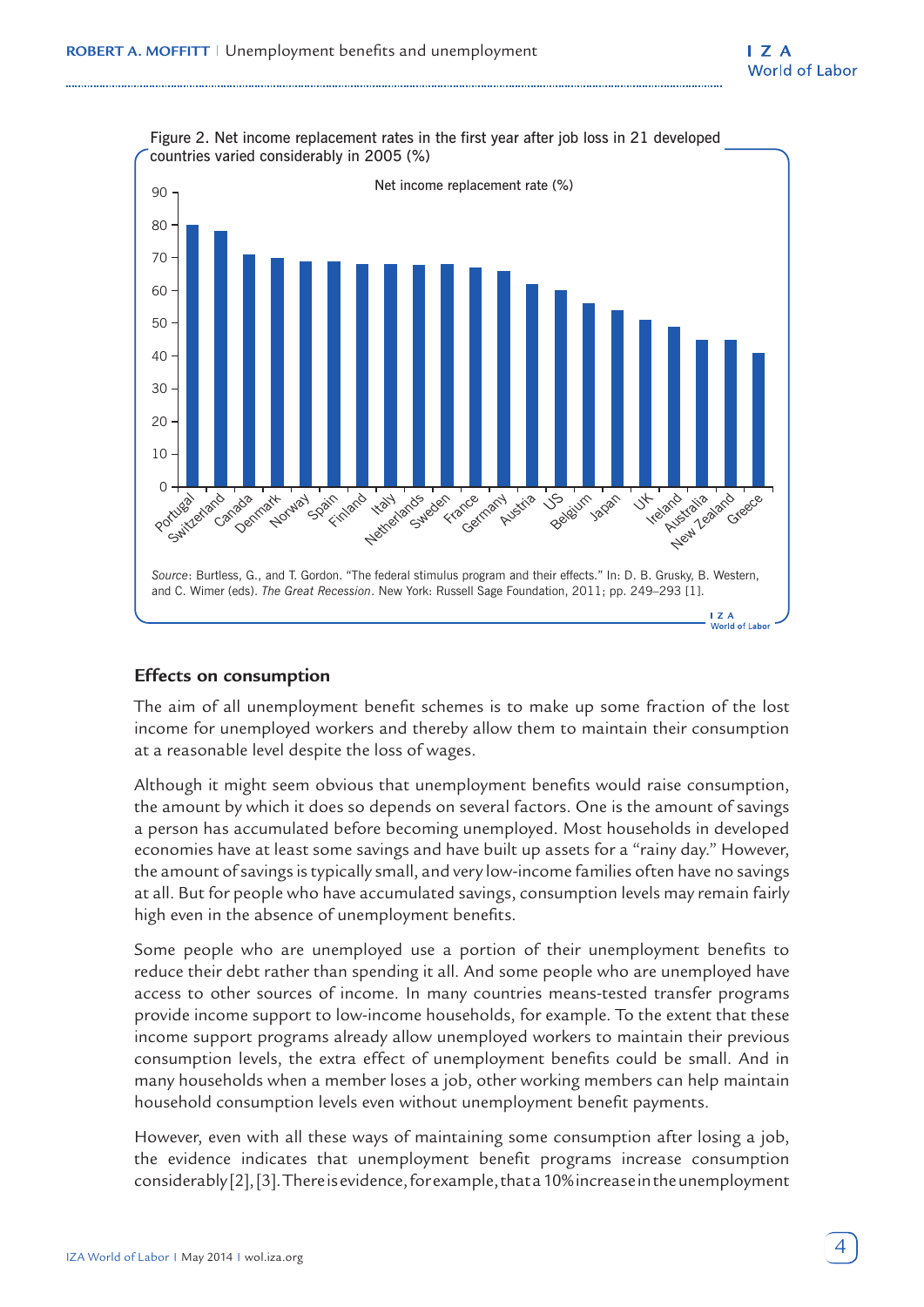Figure 2. Net income replacement rates in the first year after job loss in 21 developed countries varied considerably in 2005 (%)

| Country | Net income replacement rate (%) |
|---|---|
| Portugal | 80 |
| Switzerland | 78 |
| Canada | 71 |
| Denmark | 70 |
| Norway | 69 |
| Spain | 69 |
| Finland | 68 |
| Italy | 68 |
| Netherlands | 68 |
| Sweden | 68 |
| France | 67 |
| Germany | 66 |
| Austria | 62 |
| US | 60 |
| Belgium | 56 |
| Japan | 54 |
| UK | 51 |
| Ireland | 49 |
| Australia | 45 |
| New Zealand | 45 |
| Greece | 41 |

*Source*: Burtless, G., and T. Gordon. "The federal stimulus program and their effects." In: D. B. Grusky, B. Western, and C. Wimer (eds). *The Great Recession*. New York: Russell Sage Foundation, 2011; pp. 249–293 [1].

## Effects on consumption

The aim of all unemployment benefit schemes is to make up some fraction of the lost income for unemployed workers and thereby allow them to maintain their consumption at a reasonable level despite the loss of wages.

Although it might seem obvious that unemployment benefits would raise consumption, the amount by which it does so depends on several factors. One is the amount of savings a person has accumulated before becoming unemployed. Most households in developed economies have at least some savings and have built up assets for a "rainy day." However, the amount of savings is typically small, and very low-income families often have no savings at all. But for people who have accumulated savings, consumption levels may remain fairly high even in the absence of unemployment benefits.

Some people who are unemployed use a portion of their unemployment benefits to reduce their debt rather than spending it all. And some people who are unemployed have access to other sources of income. In many countries means-tested transfer programs provide income support to low-income households, for example. To the extent that these income support programs already allow unemployed workers to maintain their previous consumption levels, the extra effect of unemployment benefits could be small. And in many households when a member loses a job, other working members can help maintain household consumption levels even without unemployment benefit payments.

However, even with all these ways of maintaining some consumption after losing a job, the evidence indicates that unemployment benefit programs increase consumption considerably [2], [3]. There is evidence, for example, that a 10% increase in the unemployment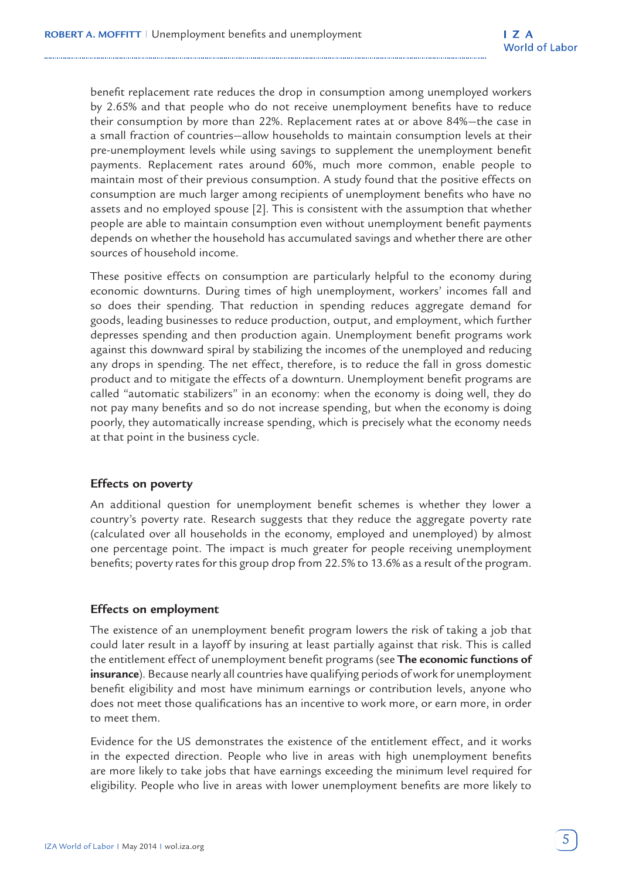benefit replacement rate reduces the drop in consumption among unemployed workers by 2.65% and that people who do not receive unemployment benefits have to reduce their consumption by more than 22%. Replacement rates at or above 84%—the case in a small fraction of countries—allow households to maintain consumption levels at their pre-unemployment levels while using savings to supplement the unemployment benefit payments. Replacement rates around 60%, much more common, enable people to maintain most of their previous consumption. A study found that the positive effects on consumption are much larger among recipients of unemployment benefits who have no assets and no employed spouse [2]. This is consistent with the assumption that whether people are able to maintain consumption even without unemployment benefit payments depends on whether the household has accumulated savings and whether there are other sources of household income.

These positive effects on consumption are particularly helpful to the economy during economic downturns. During times of high unemployment, workers' incomes fall and so does their spending. That reduction in spending reduces aggregate demand for goods, leading businesses to reduce production, output, and employment, which further depresses spending and then production again. Unemployment benefit programs work against this downward spiral by stabilizing the incomes of the unemployed and reducing any drops in spending. The net effect, therefore, is to reduce the fall in gross domestic product and to mitigate the effects of a downturn. Unemployment benefit programs are called "automatic stabilizers" in an economy: when the economy is doing well, they do not pay many benefits and so do not increase spending, but when the economy is doing poorly, they automatically increase spending, which is precisely what the economy needs at that point in the business cycle.

### Effects on poverty

An additional question for unemployment benefit schemes is whether they lower a country's poverty rate. Research suggests that they reduce the aggregate poverty rate (calculated over all households in the economy, employed and unemployed) by almost one percentage point. The impact is much greater for people receiving unemployment benefits; poverty rates for this group drop from 22.5% to 13.6% as a result of the program.

### Effects on employment

The existence of an unemployment benefit program lowers the risk of taking a job that could later result in a layoff by insuring at least partially against that risk. This is called the entitlement effect of unemployment benefit programs (see **The economic functions of insurance**). Because nearly all countries have qualifying periods of work for unemployment benefit eligibility and most have minimum earnings or contribution levels, anyone who does not meet those qualifications has an incentive to work more, or earn more, in order to meet them.

Evidence for the US demonstrates the existence of the entitlement effect, and it works in the expected direction. People who live in areas with high unemployment benefits are more likely to take jobs that have earnings exceeding the minimum level required for eligibility. People who live in areas with lower unemployment benefits are more likely to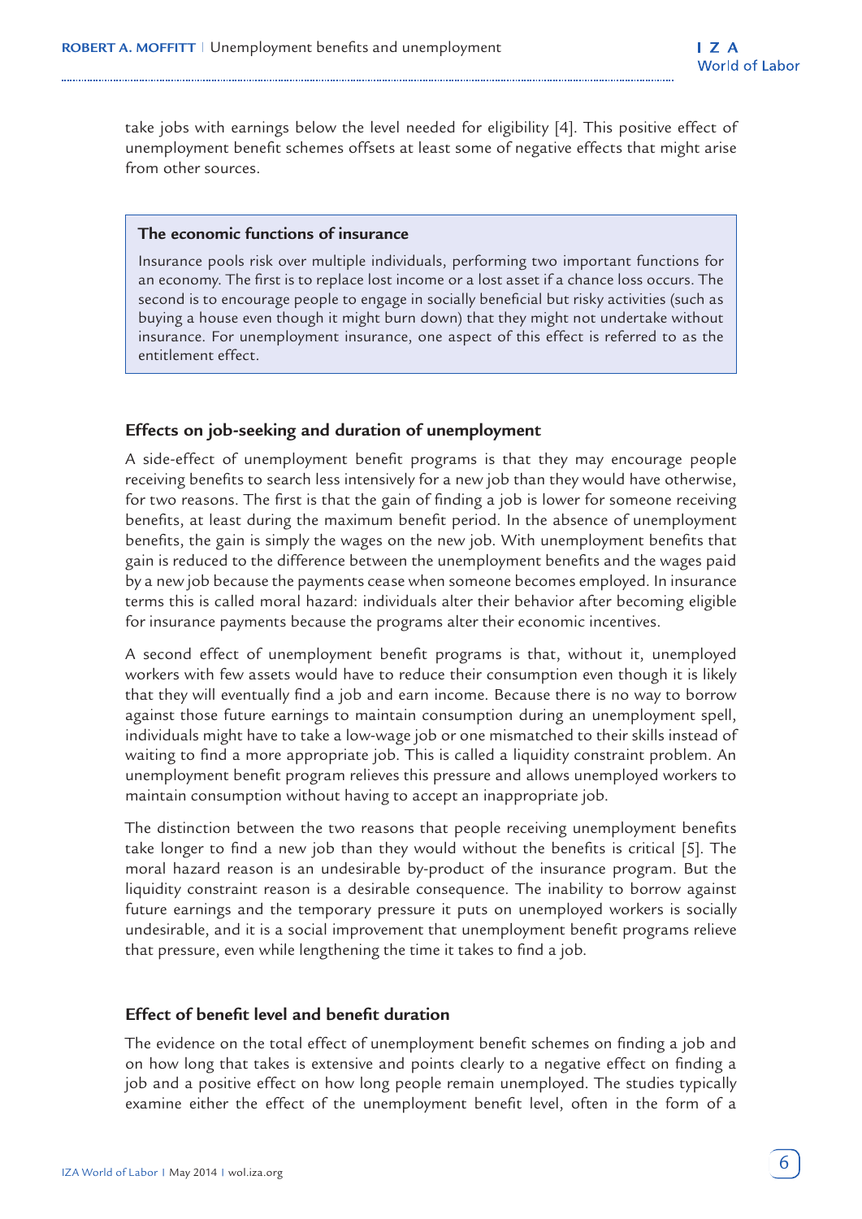take jobs with earnings below the level needed for eligibility [4]. This positive effect of unemployment benefit schemes offsets at least some of negative effects that might arise from other sources.

> **The economic functions of insurance**
>
> Insurance pools risk over multiple individuals, performing two important functions for an economy. The first is to replace lost income or a lost asset if a chance loss occurs. The second is to encourage people to engage in socially beneficial but risky activities (such as buying a house even though it might burn down) that they might not undertake without insurance. For unemployment insurance, one aspect of this effect is referred to as the entitlement effect.

## Effects on job-seeking and duration of unemployment

A side-effect of unemployment benefit programs is that they may encourage people receiving benefits to search less intensively for a new job than they would have otherwise, for two reasons. The first is that the gain of finding a job is lower for someone receiving benefits, at least during the maximum benefit period. In the absence of unemployment benefits, the gain is simply the wages on the new job. With unemployment benefits that gain is reduced to the difference between the unemployment benefits and the wages paid by a new job because the payments cease when someone becomes employed. In insurance terms this is called moral hazard: individuals alter their behavior after becoming eligible for insurance payments because the programs alter their economic incentives.

A second effect of unemployment benefit programs is that, without it, unemployed workers with few assets would have to reduce their consumption even though it is likely that they will eventually find a job and earn income. Because there is no way to borrow against those future earnings to maintain consumption during an unemployment spell, individuals might have to take a low-wage job or one mismatched to their skills instead of waiting to find a more appropriate job. This is called a liquidity constraint problem. An unemployment benefit program relieves this pressure and allows unemployed workers to maintain consumption without having to accept an inappropriate job.

The distinction between the two reasons that people receiving unemployment benefits take longer to find a new job than they would without the benefits is critical [5]. The moral hazard reason is an undesirable by-product of the insurance program. But the liquidity constraint reason is a desirable consequence. The inability to borrow against future earnings and the temporary pressure it puts on unemployed workers is socially undesirable, and it is a social improvement that unemployment benefit programs relieve that pressure, even while lengthening the time it takes to find a job.

## Effect of benefit level and benefit duration

The evidence on the total effect of unemployment benefit schemes on finding a job and on how long that takes is extensive and points clearly to a negative effect on finding a job and a positive effect on how long people remain unemployed. The studies typically examine either the effect of the unemployment benefit level, often in the form of a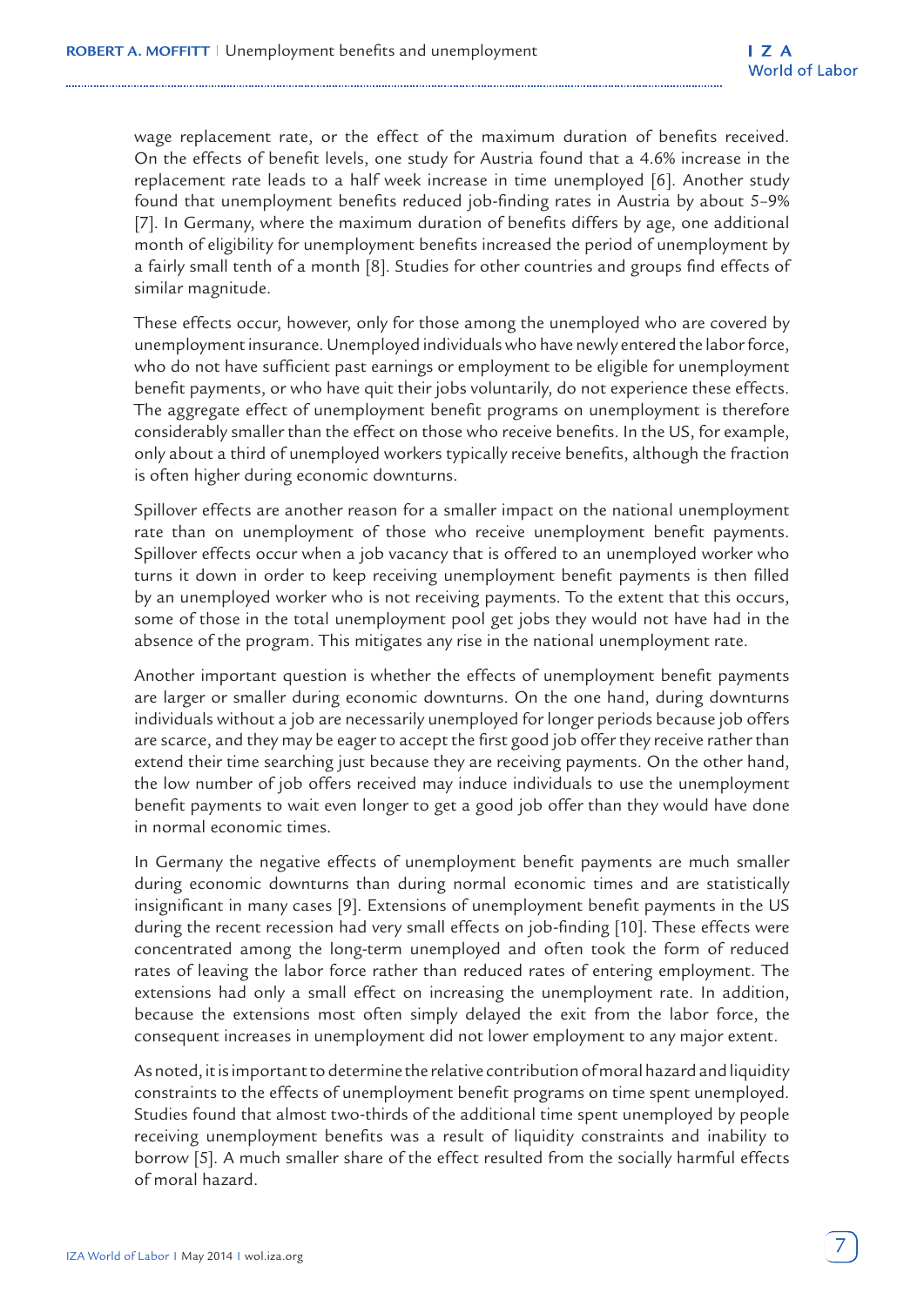wage replacement rate, or the effect of the maximum duration of benefits received. On the effects of benefit levels, one study for Austria found that a 4.6% increase in the replacement rate leads to a half week increase in time unemployed [6]. Another study found that unemployment benefits reduced job-finding rates in Austria by about 5–9% [7]. In Germany, where the maximum duration of benefits differs by age, one additional month of eligibility for unemployment benefits increased the period of unemployment by a fairly small tenth of a month [8]. Studies for other countries and groups find effects of similar magnitude.

These effects occur, however, only for those among the unemployed who are covered by unemployment insurance. Unemployed individuals who have newly entered the labor force, who do not have sufficient past earnings or employment to be eligible for unemployment benefit payments, or who have quit their jobs voluntarily, do not experience these effects. The aggregate effect of unemployment benefit programs on unemployment is therefore considerably smaller than the effect on those who receive benefits. In the US, for example, only about a third of unemployed workers typically receive benefits, although the fraction is often higher during economic downturns.

Spillover effects are another reason for a smaller impact on the national unemployment rate than on unemployment of those who receive unemployment benefit payments. Spillover effects occur when a job vacancy that is offered to an unemployed worker who turns it down in order to keep receiving unemployment benefit payments is then filled by an unemployed worker who is not receiving payments. To the extent that this occurs, some of those in the total unemployment pool get jobs they would not have had in the absence of the program. This mitigates any rise in the national unemployment rate.

Another important question is whether the effects of unemployment benefit payments are larger or smaller during economic downturns. On the one hand, during downturns individuals without a job are necessarily unemployed for longer periods because job offers are scarce, and they may be eager to accept the first good job offer they receive rather than extend their time searching just because they are receiving payments. On the other hand, the low number of job offers received may induce individuals to use the unemployment benefit payments to wait even longer to get a good job offer than they would have done in normal economic times.

In Germany the negative effects of unemployment benefit payments are much smaller during economic downturns than during normal economic times and are statistically insignificant in many cases [9]. Extensions of unemployment benefit payments in the US during the recent recession had very small effects on job-finding [10]. These effects were concentrated among the long-term unemployed and often took the form of reduced rates of leaving the labor force rather than reduced rates of entering employment. The extensions had only a small effect on increasing the unemployment rate. In addition, because the extensions most often simply delayed the exit from the labor force, the consequent increases in unemployment did not lower employment to any major extent.

As noted, it is important to determine the relative contribution of moral hazard and liquidity constraints to the effects of unemployment benefit programs on time spent unemployed. Studies found that almost two-thirds of the additional time spent unemployed by people receiving unemployment benefits was a result of liquidity constraints and inability to borrow [5]. A much smaller share of the effect resulted from the socially harmful effects of moral hazard.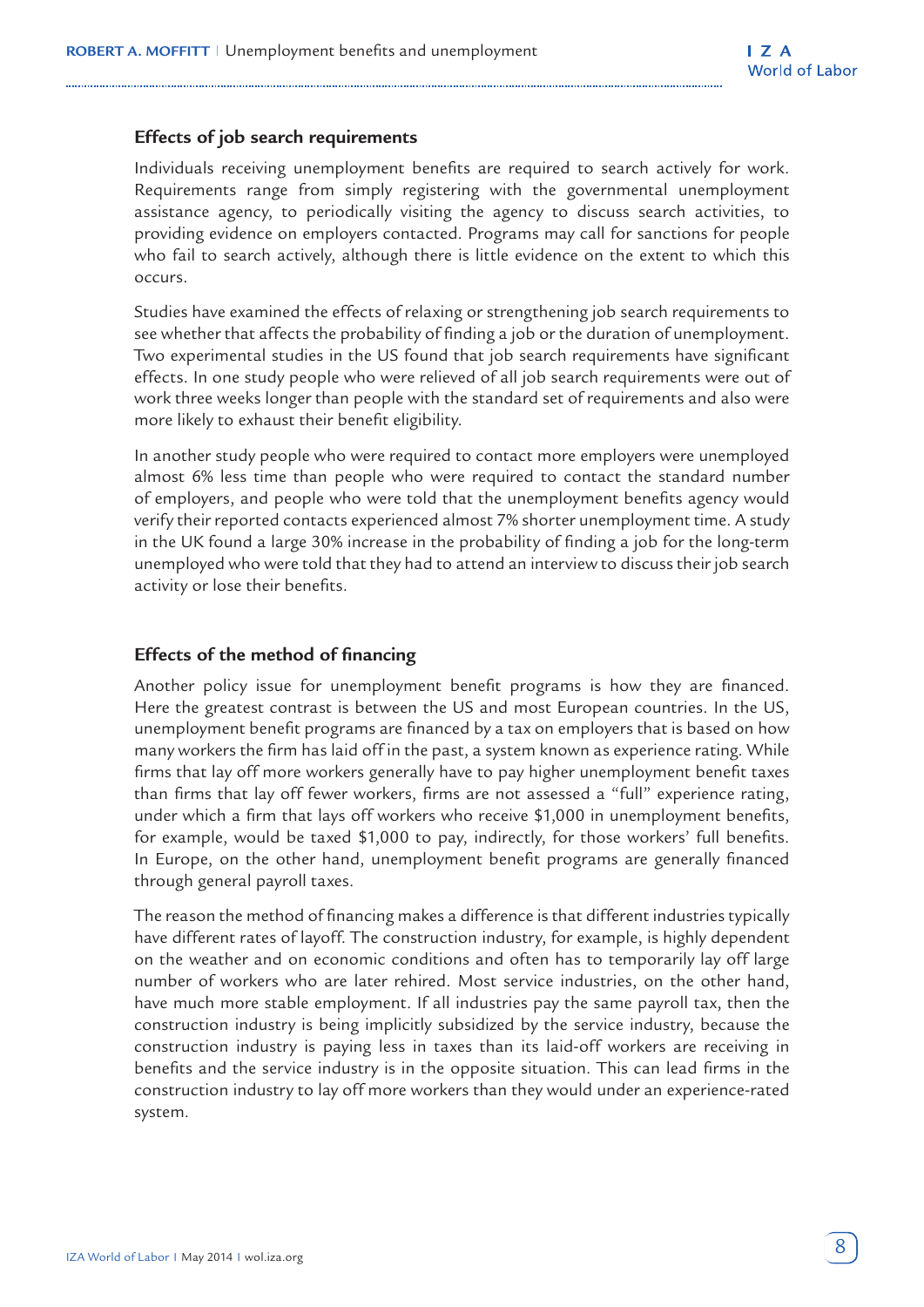### Effects of job search requirements

Individuals receiving unemployment benefits are required to search actively for work. Requirements range from simply registering with the governmental unemployment assistance agency, to periodically visiting the agency to discuss search activities, to providing evidence on employers contacted. Programs may call for sanctions for people who fail to search actively, although there is little evidence on the extent to which this occurs.

Studies have examined the effects of relaxing or strengthening job search requirements to see whether that affects the probability of finding a job or the duration of unemployment. Two experimental studies in the US found that job search requirements have significant effects. In one study people who were relieved of all job search requirements were out of work three weeks longer than people with the standard set of requirements and also were more likely to exhaust their benefit eligibility.

In another study people who were required to contact more employers were unemployed almost 6% less time than people who were required to contact the standard number of employers, and people who were told that the unemployment benefits agency would verify their reported contacts experienced almost 7% shorter unemployment time. A study in the UK found a large 30% increase in the probability of finding a job for the long-term unemployed who were told that they had to attend an interview to discuss their job search activity or lose their benefits.

### Effects of the method of financing

Another policy issue for unemployment benefit programs is how they are financed. Here the greatest contrast is between the US and most European countries. In the US, unemployment benefit programs are financed by a tax on employers that is based on how many workers the firm has laid off in the past, a system known as experience rating. While firms that lay off more workers generally have to pay higher unemployment benefit taxes than firms that lay off fewer workers, firms are not assessed a "full" experience rating, under which a firm that lays off workers who receive $1,000 in unemployment benefits, for example, would be taxed $1,000 to pay, indirectly, for those workers' full benefits. In Europe, on the other hand, unemployment benefit programs are generally financed through general payroll taxes.

The reason the method of financing makes a difference is that different industries typically have different rates of layoff. The construction industry, for example, is highly dependent on the weather and on economic conditions and often has to temporarily lay off large number of workers who are later rehired. Most service industries, on the other hand, have much more stable employment. If all industries pay the same payroll tax, then the construction industry is being implicitly subsidized by the service industry, because the construction industry is paying less in taxes than its laid-off workers are receiving in benefits and the service industry is in the opposite situation. This can lead firms in the construction industry to lay off more workers than they would under an experience-rated system.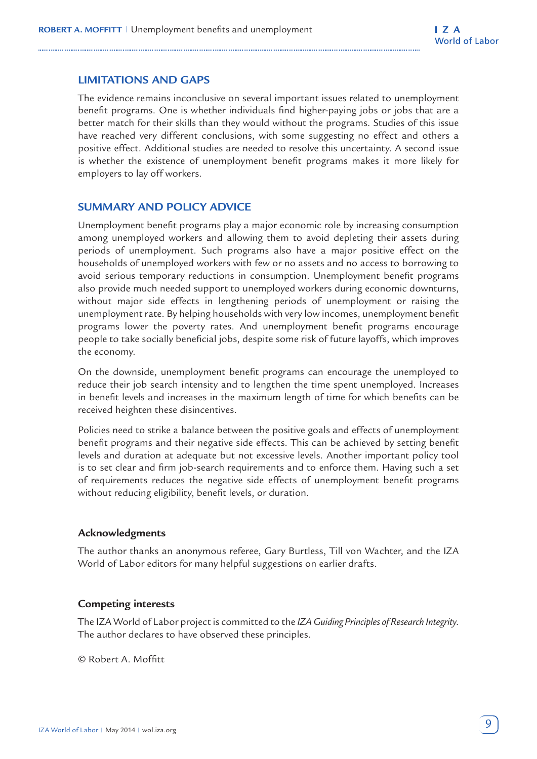## LIMITATIONS AND GAPS

The evidence remains inconclusive on several important issues related to unemployment benefit programs. One is whether individuals find higher-paying jobs or jobs that are a better match for their skills than they would without the programs. Studies of this issue have reached very different conclusions, with some suggesting no effect and others a positive effect. Additional studies are needed to resolve this uncertainty. A second issue is whether the existence of unemployment benefit programs makes it more likely for employers to lay off workers.

## SUMMARY AND POLICY ADVICE

Unemployment benefit programs play a major economic role by increasing consumption among unemployed workers and allowing them to avoid depleting their assets during periods of unemployment. Such programs also have a major positive effect on the households of unemployed workers with few or no assets and no access to borrowing to avoid serious temporary reductions in consumption. Unemployment benefit programs also provide much needed support to unemployed workers during economic downturns, without major side effects in lengthening periods of unemployment or raising the unemployment rate. By helping households with very low incomes, unemployment benefit programs lower the poverty rates. And unemployment benefit programs encourage people to take socially beneficial jobs, despite some risk of future layoffs, which improves the economy.

On the downside, unemployment benefit programs can encourage the unemployed to reduce their job search intensity and to lengthen the time spent unemployed. Increases in benefit levels and increases in the maximum length of time for which benefits can be received heighten these disincentives.

Policies need to strike a balance between the positive goals and effects of unemployment benefit programs and their negative side effects. This can be achieved by setting benefit levels and duration at adequate but not excessive levels. Another important policy tool is to set clear and firm job-search requirements and to enforce them. Having such a set of requirements reduces the negative side effects of unemployment benefit programs without reducing eligibility, benefit levels, or duration.

### Acknowledgments

The author thanks an anonymous referee, Gary Burtless, Till von Wachter, and the IZA World of Labor editors for many helpful suggestions on earlier drafts.

### Competing interests

The IZA World of Labor project is committed to the *IZA Guiding Principles of Research Integrity*. The author declares to have observed these principles.

© Robert A. Moffitt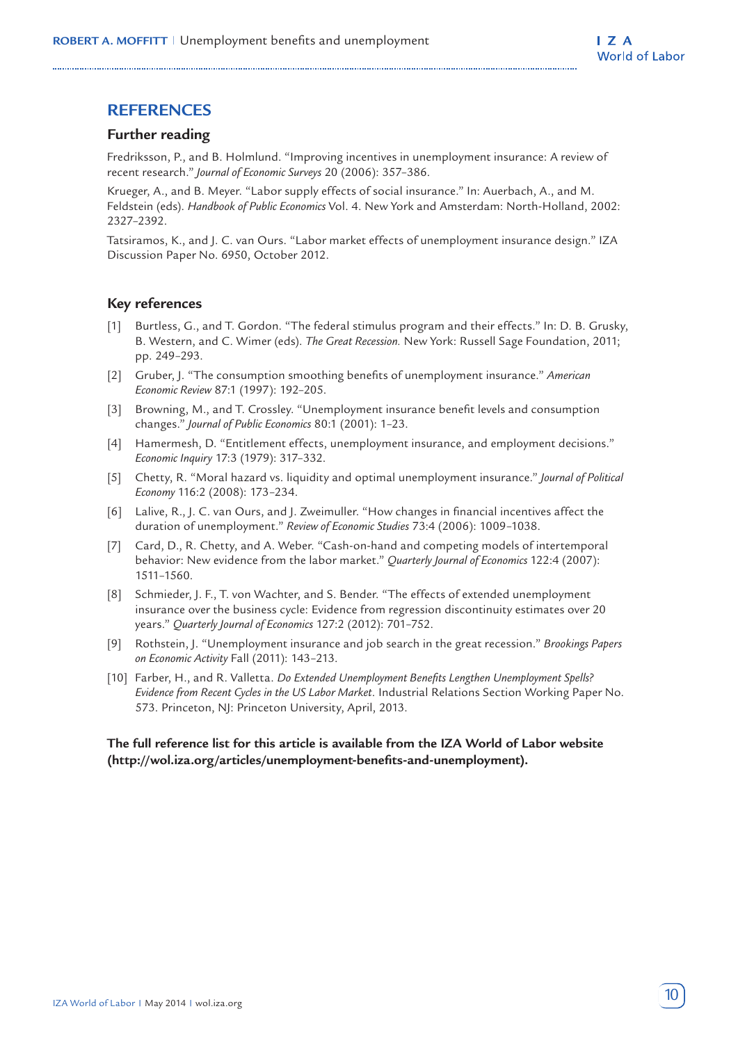## REFERENCES

### Further reading

Fredriksson, P., and B. Holmlund. "Improving incentives in unemployment insurance: A review of recent research." *Journal of Economic Surveys* 20 (2006): 357–386.

Krueger, A., and B. Meyer. "Labor supply effects of social insurance." In: Auerbach, A., and M. Feldstein (eds). *Handbook of Public Economics* Vol. 4. New York and Amsterdam: North-Holland, 2002: 2327–2392.

Tatsiramos, K., and J. C. van Ours. "Labor market effects of unemployment insurance design." IZA Discussion Paper No. 6950, October 2012.

### Key references

[1] Burtless, G., and T. Gordon. "The federal stimulus program and their effects." In: D. B. Grusky, B. Western, and C. Wimer (eds). *The Great Recession.* New York: Russell Sage Foundation, 2011; pp. 249–293.

[2] Gruber, J. "The consumption smoothing benefits of unemployment insurance." *American Economic Review* 87:1 (1997): 192–205.

[3] Browning, M., and T. Crossley. "Unemployment insurance benefit levels and consumption changes." *Journal of Public Economics* 80:1 (2001): 1–23.

[4] Hamermesh, D. "Entitlement effects, unemployment insurance, and employment decisions." *Economic Inquiry* 17:3 (1979): 317–332.

[5] Chetty, R. "Moral hazard vs. liquidity and optimal unemployment insurance." *Journal of Political Economy* 116:2 (2008): 173–234.

[6] Lalive, R., J. C. van Ours, and J. Zweimuller. "How changes in financial incentives affect the duration of unemployment." *Review of Economic Studies* 73:4 (2006): 1009–1038.

[7] Card, D., R. Chetty, and A. Weber. "Cash-on-hand and competing models of intertemporal behavior: New evidence from the labor market." *Quarterly Journal of Economics* 122:4 (2007): 1511–1560.

[8] Schmieder, J. F., T. von Wachter, and S. Bender. "The effects of extended unemployment insurance over the business cycle: Evidence from regression discontinuity estimates over 20 years." *Quarterly Journal of Economics* 127:2 (2012): 701–752.

[9] Rothstein, J. "Unemployment insurance and job search in the great recession." *Brookings Papers on Economic Activity* Fall (2011): 143–213.

[10] Farber, H., and R. Valletta. *Do Extended Unemployment Benefits Lengthen Unemployment Spells? Evidence from Recent Cycles in the US Labor Market*. Industrial Relations Section Working Paper No. 573. Princeton, NJ: Princeton University, April, 2013.

**The full reference list for this article is available from the IZA World of Labor website (http://wol.iza.org/articles/unemployment-benefits-and-unemployment).**